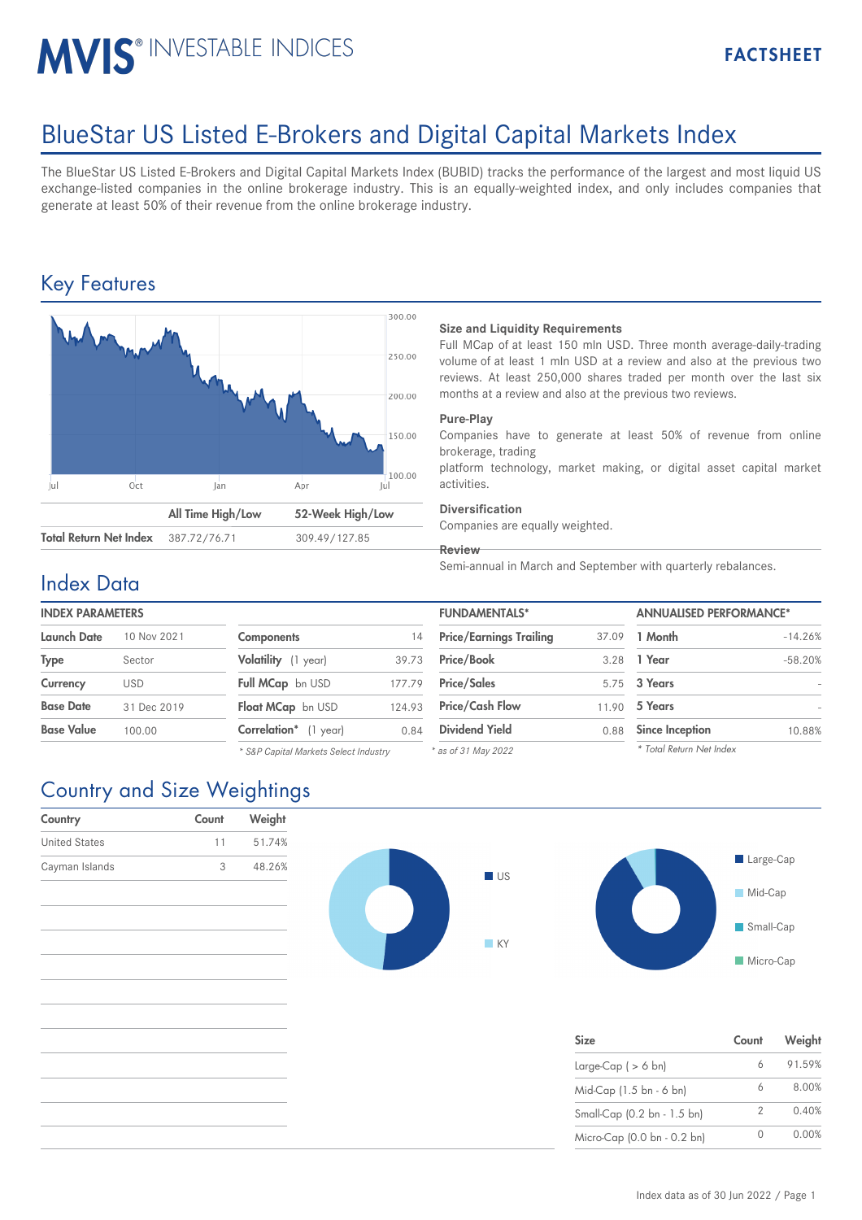# MVIS® INVESTABLE INDICES

**FACTSHEET**

# BlueStar US Listed E-Brokers and Digital Capital Markets Index

The BlueStar US Listed E-Brokers and Digital Capital Markets Index (BUBID) tracks the performance of the largest and most liquid US exchange-listed companies in the online brokerage industry. This is an equally-weighted index, and only includes companies that generate at least 50% of their revenue from the online brokerage industry.

## Key Features

| | All Time High/Low | 52-Week High/Low |
|---|---|---|
| **Total Return Net Index** | 387.72/76.71 | 309.49/127.85 |

**Size and Liquidity Requirements**

Full MCap of at least 150 mln USD. Three month average-daily-trading volume of at least 1 mln USD at a review and also at the previous two reviews. At least 250,000 shares traded per month over the last six months at a review and also at the previous two reviews.

**Pure-Play**

Companies have to generate at least 50% of revenue from online brokerage, trading platform technology, market making, or digital asset capital market activities.

**Diversification**

Companies are equally weighted.

**Review**

Semi-annual in March and September with quarterly rebalances.

## Index Data

**INDEX PARAMETERS**

| | |
|---|---|
| **Launch Date** | 10 Nov 2021 |
| **Type** | Sector |
| **Currency** | USD |
| **Base Date** | 31 Dec 2019 |
| **Base Value** | 100.00 |

| | |
|---|---|
| **Components** | 14 |
| **Volatility** (1 year) | 39.73 |
| **Full MCap** bn USD | 177.79 |
| **Float MCap** bn USD | 124.93 |
| **Correlation*** (1 year) | 0.84 |

*\* S&P Capital Markets Select Industry*

**FUNDAMENTALS***

| | |
|---|---|
| **Price/Earnings Trailing** | 37.09 |
| **Price/Book** | 3.28 |
| **Price/Sales** | 5.75 |
| **Price/Cash Flow** | 11.90 |
| **Dividend Yield** | 0.88 |

*\* as of 31 May 2022*

**ANNUALISED PERFORMANCE***

| | |
|---|---|
| **1 Month** | -14.26% |
| **1 Year** | -58.20% |
| **3 Years** | - |
| **5 Years** | - |
| **Since Inception** | 10.88% |

*\* Total Return Net Index*

## Country and Size Weightings

| Country | Count | Weight |
|---|---|---|
| United States | 11 | 51.74% |
| Cayman Islands | 3 | 48.26% |

| Size | Count | Weight |
|---|---|---|
| Large-Cap ( > 6 bn) | 6 | 91.59% |
| Mid-Cap (1.5 bn - 6 bn) | 6 | 8.00% |
| Small-Cap (0.2 bn - 1.5 bn) | 2 | 0.40% |
| Micro-Cap (0.0 bn - 0.2 bn) | 0 | 0.00% |

Index data as of 30 Jun 2022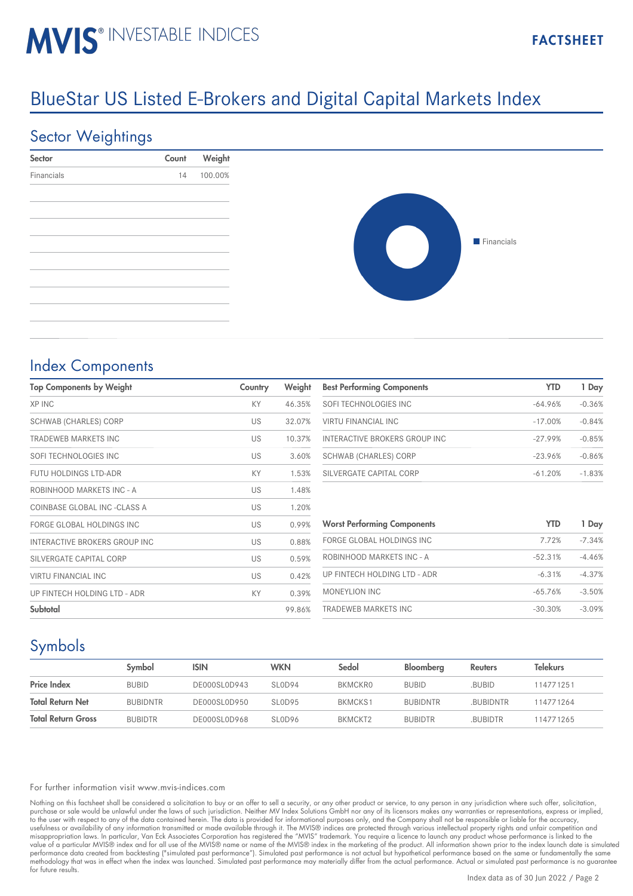# BlueStar US Listed E-Brokers and Digital Capital Markets Index

## Sector Weightings

| Sector | Count | Weight |
|---|---|---|
| Financials | 14 | 100.00% |

Financials

## Index Components

| Top Components by Weight | Country | Weight |
|---|---|---|
| XP INC | KY | 46.35% |
| SCHWAB (CHARLES) CORP | US | 32.07% |
| TRADEWEB MARKETS INC | US | 10.37% |
| SOFI TECHNOLOGIES INC | US | 3.60% |
| FUTU HOLDINGS LTD-ADR | KY | 1.53% |
| ROBINHOOD MARKETS INC - A | US | 1.48% |
| COINBASE GLOBAL INC -CLASS A | US | 1.20% |
| FORGE GLOBAL HOLDINGS INC | US | 0.99% |
| INTERACTIVE BROKERS GROUP INC | US | 0.88% |
| SILVERGATE CAPITAL CORP | US | 0.59% |
| VIRTU FINANCIAL INC | US | 0.42% |
| UP FINTECH HOLDING LTD - ADR | KY | 0.39% |
| **Subtotal** | | 99.86% |

| Best Performing Components | YTD | 1 Day |
|---|---|---|
| SOFI TECHNOLOGIES INC | -64.96% | -0.36% |
| VIRTU FINANCIAL INC | -17.00% | -0.84% |
| INTERACTIVE BROKERS GROUP INC | -27.99% | -0.85% |
| SCHWAB (CHARLES) CORP | -23.96% | -0.86% |
| SILVERGATE CAPITAL CORP | -61.20% | -1.83% |

| Worst Performing Components | YTD | 1 Day |
|---|---|---|
| FORGE GLOBAL HOLDINGS INC | 7.72% | -7.34% |
| ROBINHOOD MARKETS INC - A | -52.31% | -4.46% |
| UP FINTECH HOLDING LTD - ADR | -6.31% | -4.37% |
| MONEYLION INC | -65.76% | -3.50% |
| TRADEWEB MARKETS INC | -30.30% | -3.09% |

## Symbols

| | Symbol | ISIN | WKN | Sedol | Bloomberg | Reuters | Telekurs |
|---|---|---|---|---|---|---|---|
| **Price Index** | BUBID | DE000SL0D943 | SL0D94 | BKMCKR0 | BUBID | .BUBID | 114771251 |
| **Total Return Net** | BUBIDNTR | DE000SL0D950 | SL0D95 | BKMCKS1 | BUBIDNTR | .BUBIDNTR | 114771264 |
| **Total Return Gross** | BUBIDTR | DE000SL0D968 | SL0D96 | BKMCKT2 | BUBIDTR | .BUBIDTR | 114771265 |

For further information visit www.mvis-indices.com

Nothing on this factsheet shall be considered a solicitation to buy or an offer to sell a security, or any other product or service, to any person in any jurisdiction where such offer, solicitation, purchase or sale would be unlawful under the laws of such jurisdiction. Neither MV Index Solutions GmbH nor any of its licensors makes any warranties or representations, express or implied, to the user with respect to any of the data contained herein. The data is provided for informational purposes only, and the Company shall not be responsible or liable for the accuracy, usefulness or availability of any information transmitted or made available through it. The MVIS® indices are protected through various intellectual property rights and unfair competition and misappropriation laws. In particular, Van Eck Associates Corporation has registered the "MVIS" trademark. You require a licence to launch any product whose performance is linked to the value of a particular MVIS® index and for all use of the MVIS® name or name of the MVIS® index in the marketing of the product. All information shown prior to the index launch date is simulated performance data created from backtesting ("simulated past performance"). Simulated past performance is not actual but hypothetical performance based on the same or fundamentally the same methodology that was in effect when the index was launched. Simulated past performance may materially differ from the actual performance. Actual or simulated past performance is no guarantee for future results.

Index data as of 30 Jun 2022